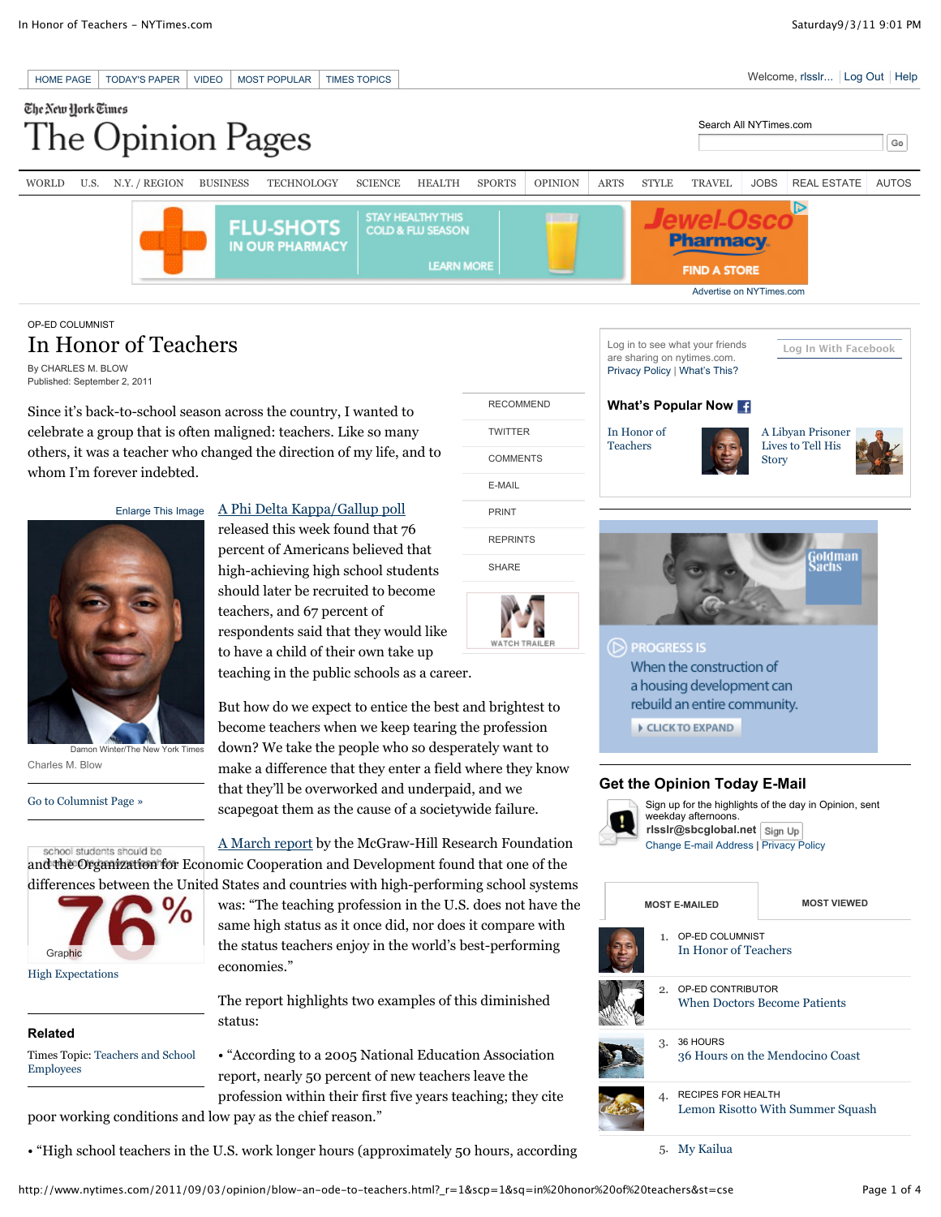OP-ED COLUMNIST

# In Honor of Teachers

By CHARLES M. BLOW
Published: September 2, 2011

Since it's back-to-school season across the country, I wanted to celebrate a group that is often maligned: teachers. Like so many others, it was a teacher who changed the direction of my life, and to whom I'm forever indebted.

Damon Winter/The New York Times

Charles M. Blow

Go to Columnist Page »

High Expectations

A Phi Delta Kappa/Gallup poll released this week found that 76 percent of Americans believed that high-achieving high school students should later be recruited to become teachers, and 67 percent of respondents said that they would like to have a child of their own take up teaching in the public schools as a career.

But how do we expect to entice the best and brightest to become teachers when we keep tearing the profession down? We take the people who so desperately want to make a difference that they enter a field where they know that they'll be overworked and underpaid, and we scapegoat them as the cause of a societywide failure.

A March report by the McGraw-Hill Research Foundation and the Organization for Economic Cooperation and Development found that one of the differences between the United States and countries with high-performing school systems was: "The teaching profession in the U.S. does not have the same high status as it once did, nor does it compare with the status teachers enjoy in the world's best-performing economies."

The report highlights two examples of this diminished status:

• "According to a 2005 National Education Association report, nearly 50 percent of new teachers leave the profession within their first five years teaching; they cite poor working conditions and low pay as the chief reason."

• "High school teachers in the U.S. work longer hours (approximately 50 hours, according

## Related

Times Topic: Teachers and School Employees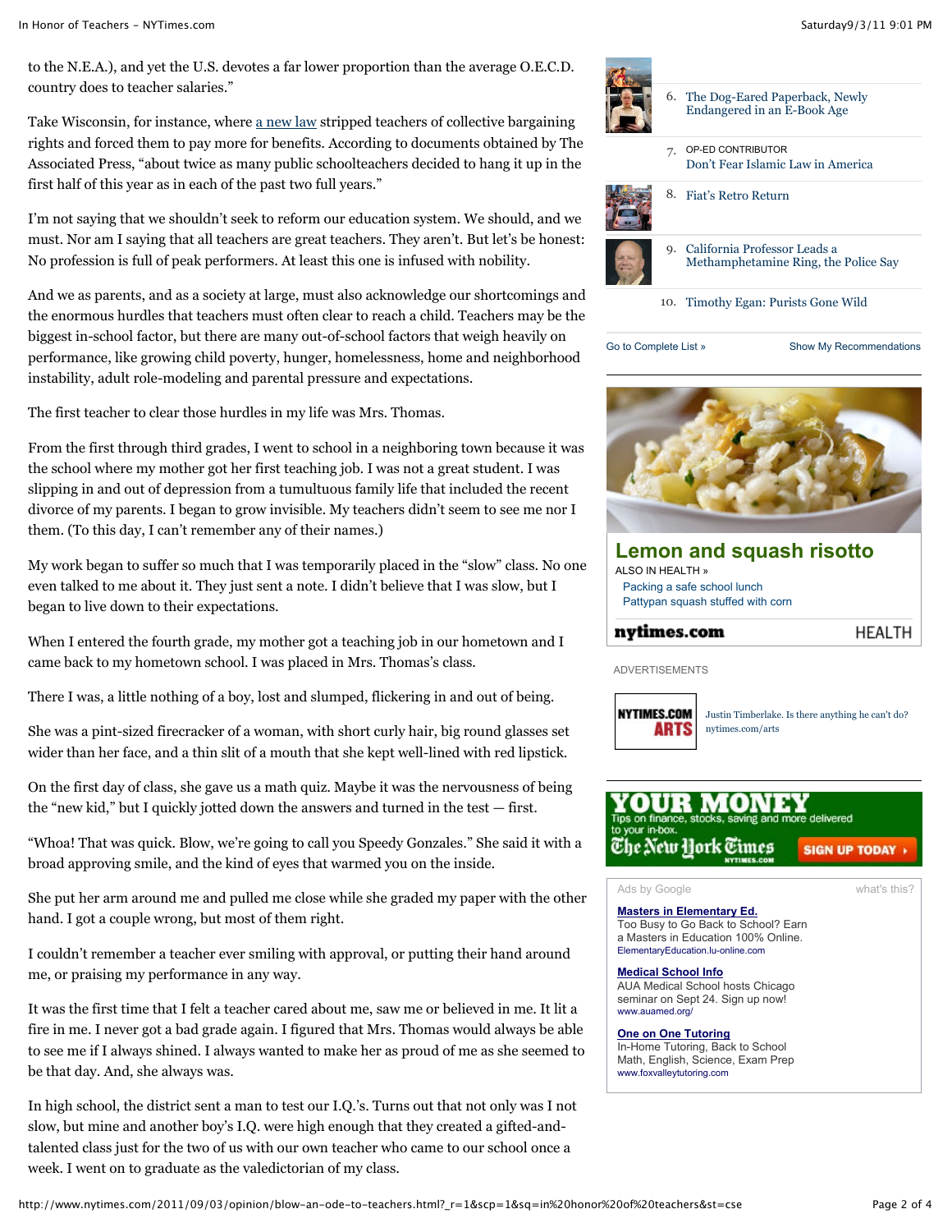to the N.E.A.), and yet the U.S. devotes a far lower proportion than the average O.E.C.D. country does to teacher salaries."

Take Wisconsin, for instance, where a new law stripped teachers of collective bargaining rights and forced them to pay more for benefits. According to documents obtained by The Associated Press, "about twice as many public schoolteachers decided to hang it up in the first half of this year as in each of the past two full years."

I'm not saying that we shouldn't seek to reform our education system. We should, and we must. Nor am I saying that all teachers are great teachers. They aren't. But let's be honest: No profession is full of peak performers. At least this one is infused with nobility.

And we as parents, and as a society at large, must also acknowledge our shortcomings and the enormous hurdles that teachers must often clear to reach a child. Teachers may be the biggest in-school factor, but there are many out-of-school factors that weigh heavily on performance, like growing child poverty, hunger, homelessness, home and neighborhood instability, adult role-modeling and parental pressure and expectations.

The first teacher to clear those hurdles in my life was Mrs. Thomas.

From the first through third grades, I went to school in a neighboring town because it was the school where my mother got her first teaching job. I was not a great student. I was slipping in and out of depression from a tumultuous family life that included the recent divorce of my parents. I began to grow invisible. My teachers didn't seem to see me nor I them. (To this day, I can't remember any of their names.)

My work began to suffer so much that I was temporarily placed in the "slow" class. No one even talked to me about it. They just sent a note. I didn't believe that I was slow, but I began to live down to their expectations.

When I entered the fourth grade, my mother got a teaching job in our hometown and I came back to my hometown school. I was placed in Mrs. Thomas's class.

There I was, a little nothing of a boy, lost and slumped, flickering in and out of being.

She was a pint-sized firecracker of a woman, with short curly hair, big round glasses set wider than her face, and a thin slit of a mouth that she kept well-lined with red lipstick.

On the first day of class, she gave us a math quiz. Maybe it was the nervousness of being the "new kid," but I quickly jotted down the answers and turned in the test — first.

"Whoa! That was quick. Blow, we're going to call you Speedy Gonzales." She said it with a broad approving smile, and the kind of eyes that warmed you on the inside.

She put her arm around me and pulled me close while she graded my paper with the other hand. I got a couple wrong, but most of them right.

I couldn't remember a teacher ever smiling with approval, or putting their hand around me, or praising my performance in any way.

It was the first time that I felt a teacher cared about me, saw me or believed in me. It lit a fire in me. I never got a bad grade again. I figured that Mrs. Thomas would always be able to see me if I always shined. I always wanted to make her as proud of me as she seemed to be that day. And, she always was.

In high school, the district sent a man to test our I.Q.'s. Turns out that not only was I not slow, but mine and another boy's I.Q. were high enough that they created a gifted-and-talented class just for the two of us with our own teacher who came to our school once a week. I went on to graduate as the valedictorian of my class.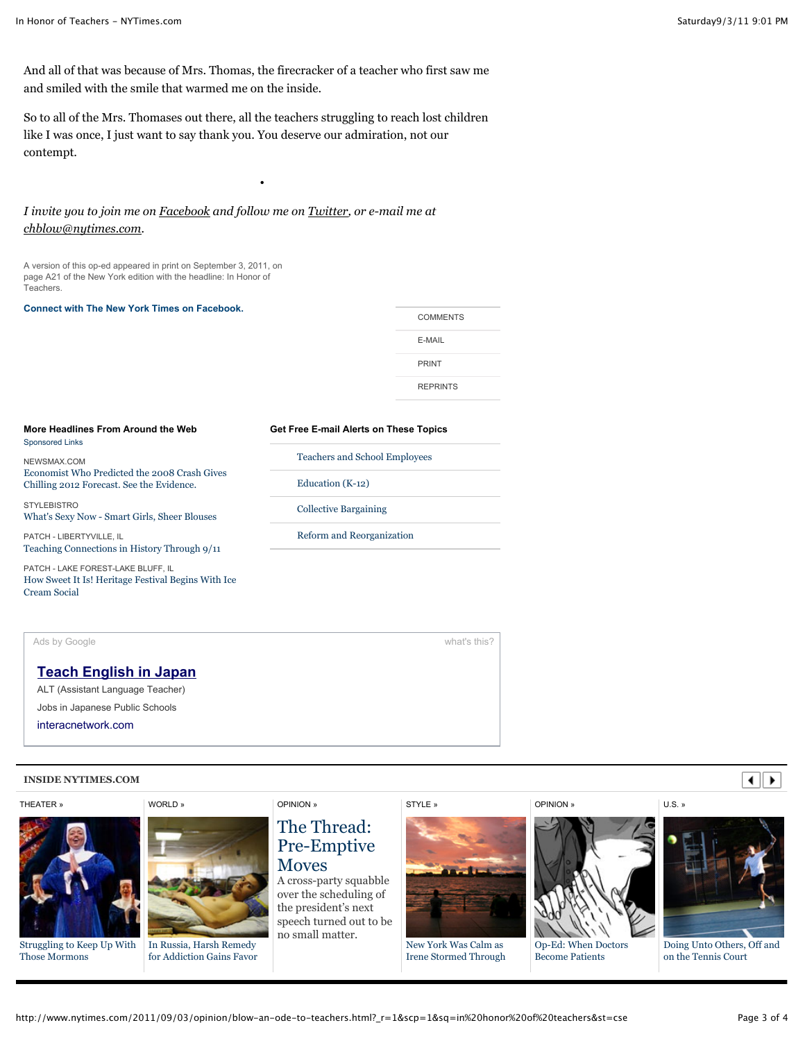And all of that was because of Mrs. Thomas, the firecracker of a teacher who first saw me and smiled with the smile that warmed me on the inside.

So to all of the Mrs. Thomases out there, all the teachers struggling to reach lost children like I was once, I just want to say thank you. You deserve our admiration, not our contempt.

•

*I invite you to join me on Facebook and follow me on Twitter, or e-mail me at chblow@nytimes.com.*

A version of this op-ed appeared in print on September 3, 2011, on page A21 of the New York edition with the headline: In Honor of Teachers.

**Connect with The New York Times on Facebook.**

COMMENTS

E-MAIL

PRINT

REPRINTS

**More Headlines From Around the Web**

Sponsored Links

NEWSMAX.COM
Economist Who Predicted the 2008 Crash Gives Chilling 2012 Forecast. See the Evidence.

STYLEBISTRO
What's Sexy Now - Smart Girls, Sheer Blouses

PATCH - LIBERTYVILLE, IL
Teaching Connections in History Through 9/11

PATCH - LAKE FOREST-LAKE BLUFF, IL
How Sweet It Is! Heritage Festival Begins With Ice Cream Social

**Get Free E-mail Alerts on These Topics**

- Teachers and School Employees
- Education (K-12)
- Collective Bargaining
- Reform and Reorganization

Ads by Google — what's this?

**Teach English in Japan**
ALT (Assistant Language Teacher)
Jobs in Japanese Public Schools
interacnetwork.com

**INSIDE NYTIMES.COM**

THEATER »
Struggling to Keep Up With Those Mormons

WORLD »
In Russia, Harsh Remedy for Addiction Gains Favor

OPINION »
The Thread: Pre-Emptive Moves
A cross-party squabble over the scheduling of the president's next speech turned out to be no small matter.

STYLE »
New York Was Calm as Irene Stormed Through

OPINION »
Op-Ed: When Doctors Become Patients

U.S. »
Doing Unto Others, Off and on the Tennis Court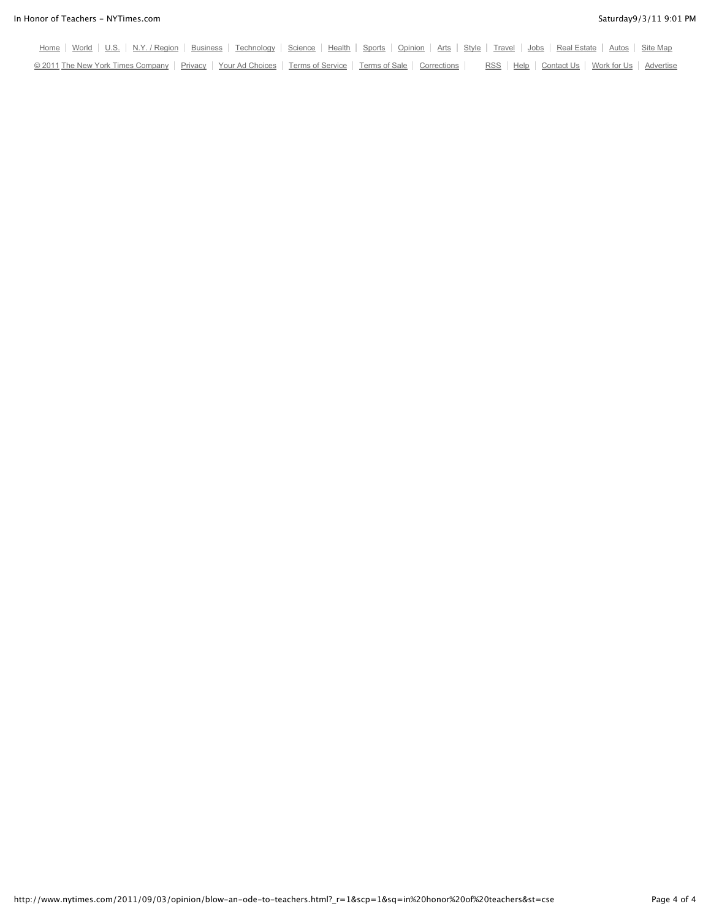Home | World | U.S. | N.Y. / Region | Business | Technology | Science | Health | Sports | Opinion | Arts | Style | Travel | Jobs | Real Estate | Autos | Site Map

© 2011 The New York Times Company | Privacy | Your Ad Choices | Terms of Service | Terms of Sale | Corrections | RSS | Help | Contact Us | Work for Us | Advertise